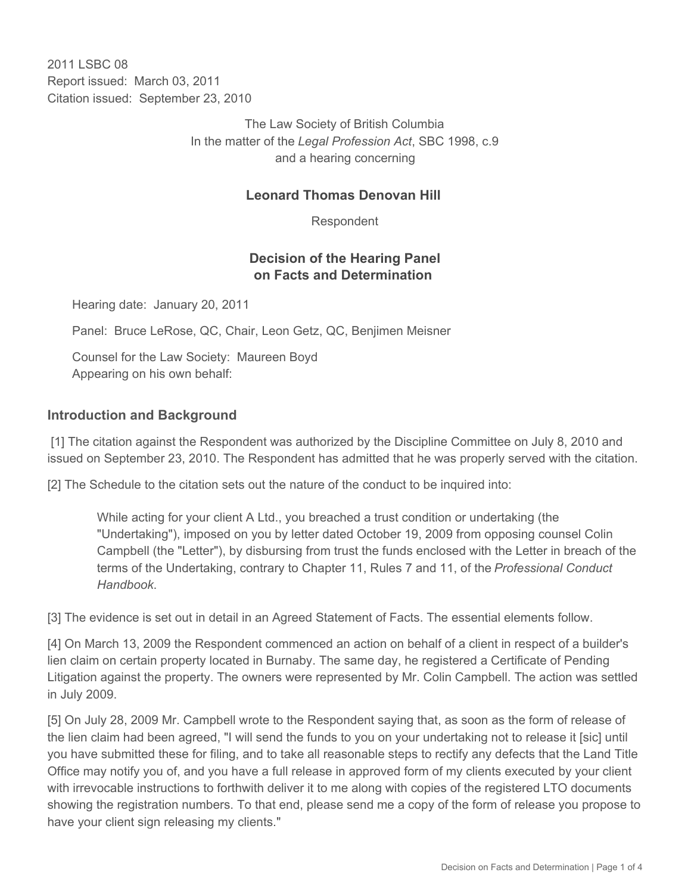2011 LSBC 08
Report issued: March 03, 2011
Citation issued: September 23, 2010

The Law Society of British Columbia
In the matter of the *Legal Profession Act*, SBC 1998, c.9
and a hearing concerning

**Leonard Thomas Denovan Hill**

Respondent

## Decision of the Hearing Panel on Facts and Determination

Hearing date: January 20, 2011

Panel: Bruce LeRose, QC, Chair, Leon Getz, QC, Benjimen Meisner

Counsel for the Law Society: Maureen Boyd
Appearing on his own behalf:

## Introduction and Background

[1] The citation against the Respondent was authorized by the Discipline Committee on July 8, 2010 and issued on September 23, 2010. The Respondent has admitted that he was properly served with the citation.

[2] The Schedule to the citation sets out the nature of the conduct to be inquired into:

> While acting for your client A Ltd., you breached a trust condition or undertaking (the "Undertaking"), imposed on you by letter dated October 19, 2009 from opposing counsel Colin Campbell (the "Letter"), by disbursing from trust the funds enclosed with the Letter in breach of the terms of the Undertaking, contrary to Chapter 11, Rules 7 and 11, of the *Professional Conduct Handbook*.

[3] The evidence is set out in detail in an Agreed Statement of Facts. The essential elements follow.

[4] On March 13, 2009 the Respondent commenced an action on behalf of a client in respect of a builder's lien claim on certain property located in Burnaby. The same day, he registered a Certificate of Pending Litigation against the property. The owners were represented by Mr. Colin Campbell. The action was settled in July 2009.

[5] On July 28, 2009 Mr. Campbell wrote to the Respondent saying that, as soon as the form of release of the lien claim had been agreed, "I will send the funds to you on your undertaking not to release it [sic] until you have submitted these for filing, and to take all reasonable steps to rectify any defects that the Land Title Office may notify you of, and you have a full release in approved form of my clients executed by your client with irrevocable instructions to forthwith deliver it to me along with copies of the registered LTO documents showing the registration numbers. To that end, please send me a copy of the form of release you propose to have your client sign releasing my clients."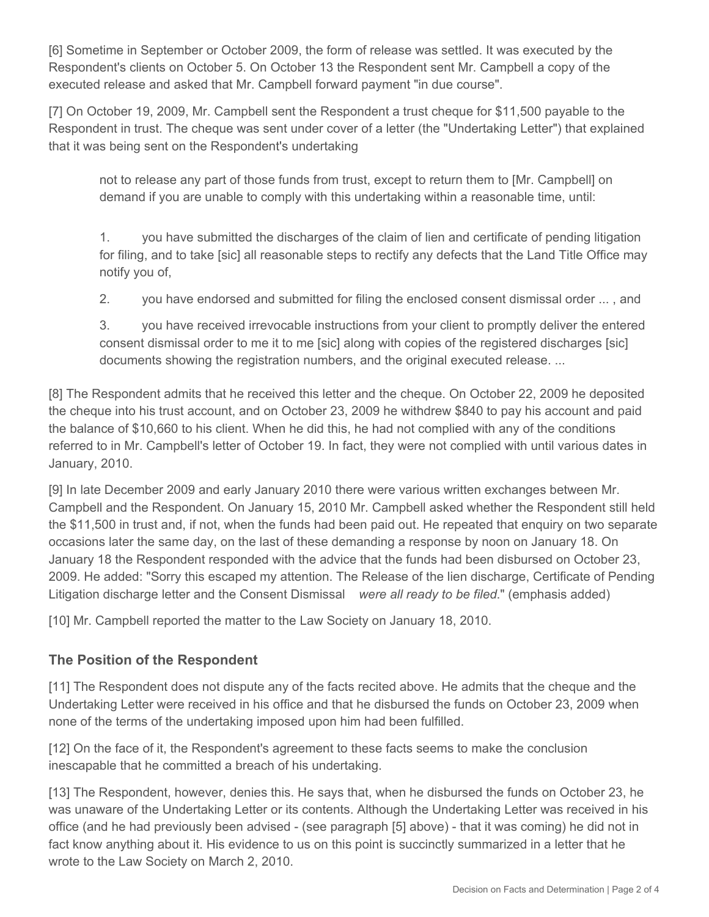[6] Sometime in September or October 2009, the form of release was settled. It was executed by the Respondent's clients on October 5. On October 13 the Respondent sent Mr. Campbell a copy of the executed release and asked that Mr. Campbell forward payment "in due course".

[7] On October 19, 2009, Mr. Campbell sent the Respondent a trust cheque for $11,500 payable to the Respondent in trust. The cheque was sent under cover of a letter (the "Undertaking Letter") that explained that it was being sent on the Respondent's undertaking

> not to release any part of those funds from trust, except to return them to [Mr. Campbell] on demand if you are unable to comply with this undertaking within a reasonable time, until:
>
> 1. you have submitted the discharges of the claim of lien and certificate of pending litigation for filing, and to take [sic] all reasonable steps to rectify any defects that the Land Title Office may notify you of,
>
> 2. you have endorsed and submitted for filing the enclosed consent dismissal order ... , and
>
> 3. you have received irrevocable instructions from your client to promptly deliver the entered consent dismissal order to me it to me [sic] along with copies of the registered discharges [sic] documents showing the registration numbers, and the original executed release. ...

[8] The Respondent admits that he received this letter and the cheque. On October 22, 2009 he deposited the cheque into his trust account, and on October 23, 2009 he withdrew $840 to pay his account and paid the balance of $10,660 to his client. When he did this, he had not complied with any of the conditions referred to in Mr. Campbell's letter of October 19. In fact, they were not complied with until various dates in January, 2010.

[9] In late December 2009 and early January 2010 there were various written exchanges between Mr. Campbell and the Respondent. On January 15, 2010 Mr. Campbell asked whether the Respondent still held the $11,500 in trust and, if not, when the funds had been paid out. He repeated that enquiry on two separate occasions later the same day, on the last of these demanding a response by noon on January 18. On January 18 the Respondent responded with the advice that the funds had been disbursed on October 23, 2009. He added: "Sorry this escaped my attention. The Release of the lien discharge, Certificate of Pending Litigation discharge letter and the Consent Dismissal *were all ready to be filed*." (emphasis added)

[10] Mr. Campbell reported the matter to the Law Society on January 18, 2010.

## The Position of the Respondent

[11] The Respondent does not dispute any of the facts recited above. He admits that the cheque and the Undertaking Letter were received in his office and that he disbursed the funds on October 23, 2009 when none of the terms of the undertaking imposed upon him had been fulfilled.

[12] On the face of it, the Respondent's agreement to these facts seems to make the conclusion inescapable that he committed a breach of his undertaking.

[13] The Respondent, however, denies this. He says that, when he disbursed the funds on October 23, he was unaware of the Undertaking Letter or its contents. Although the Undertaking Letter was received in his office (and he had previously been advised - (see paragraph [5] above) - that it was coming) he did not in fact know anything about it. His evidence to us on this point is succinctly summarized in a letter that he wrote to the Law Society on March 2, 2010.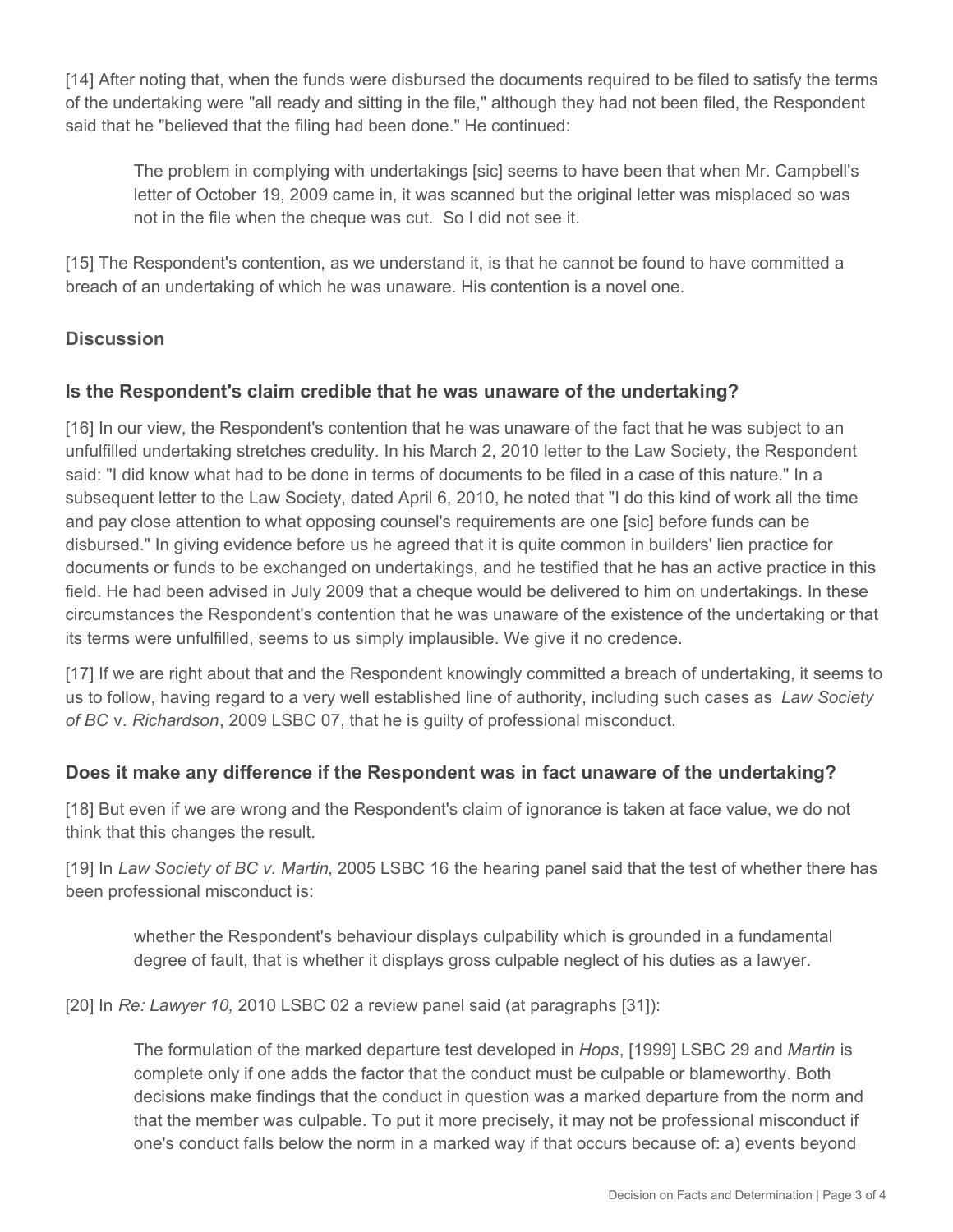[14] After noting that, when the funds were disbursed the documents required to be filed to satisfy the terms of the undertaking were "all ready and sitting in the file," although they had not been filed, the Respondent said that he "believed that the filing had been done." He continued:

> The problem in complying with undertakings [sic] seems to have been that when Mr. Campbell's letter of October 19, 2009 came in, it was scanned but the original letter was misplaced so was not in the file when the cheque was cut. So I did not see it.

[15] The Respondent's contention, as we understand it, is that he cannot be found to have committed a breach of an undertaking of which he was unaware. His contention is a novel one.

## Discussion

### Is the Respondent's claim credible that he was unaware of the undertaking?

[16] In our view, the Respondent's contention that he was unaware of the fact that he was subject to an unfulfilled undertaking stretches credulity. In his March 2, 2010 letter to the Law Society, the Respondent said: "I did know what had to be done in terms of documents to be filed in a case of this nature." In a subsequent letter to the Law Society, dated April 6, 2010, he noted that "I do this kind of work all the time and pay close attention to what opposing counsel's requirements are one [sic] before funds can be disbursed." In giving evidence before us he agreed that it is quite common in builders' lien practice for documents or funds to be exchanged on undertakings, and he testified that he has an active practice in this field. He had been advised in July 2009 that a cheque would be delivered to him on undertakings. In these circumstances the Respondent's contention that he was unaware of the existence of the undertaking or that its terms were unfulfilled, seems to us simply implausible. We give it no credence.

[17] If we are right about that and the Respondent knowingly committed a breach of undertaking, it seems to us to follow, having regard to a very well established line of authority, including such cases as *Law Society of BC* v. *Richardson*, 2009 LSBC 07, that he is guilty of professional misconduct.

### Does it make any difference if the Respondent was in fact unaware of the undertaking?

[18] But even if we are wrong and the Respondent's claim of ignorance is taken at face value, we do not think that this changes the result.

[19] In *Law Society of BC v. Martin,* 2005 LSBC 16 the hearing panel said that the test of whether there has been professional misconduct is:

> whether the Respondent's behaviour displays culpability which is grounded in a fundamental degree of fault, that is whether it displays gross culpable neglect of his duties as a lawyer.

[20] In *Re: Lawyer 10,* 2010 LSBC 02 a review panel said (at paragraphs [31]):

> The formulation of the marked departure test developed in *Hops*, [1999] LSBC 29 and *Martin* is complete only if one adds the factor that the conduct must be culpable or blameworthy. Both decisions make findings that the conduct in question was a marked departure from the norm and that the member was culpable. To put it more precisely, it may not be professional misconduct if one's conduct falls below the norm in a marked way if that occurs because of: a) events beyond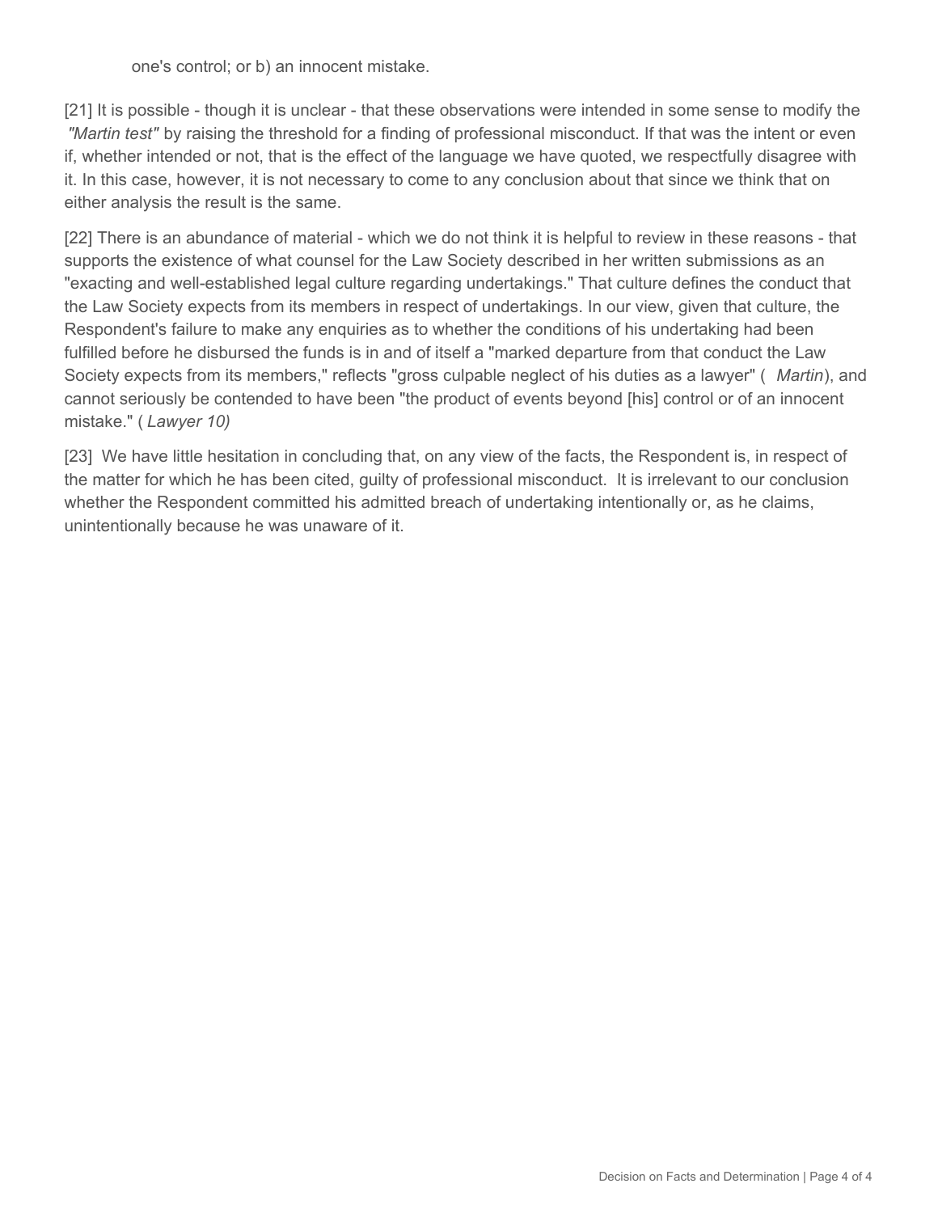one's control; or b) an innocent mistake.

[21] It is possible - though it is unclear - that these observations were intended in some sense to modify the *"Martin test"* by raising the threshold for a finding of professional misconduct. If that was the intent or even if, whether intended or not, that is the effect of the language we have quoted, we respectfully disagree with it. In this case, however, it is not necessary to come to any conclusion about that since we think that on either analysis the result is the same.

[22] There is an abundance of material - which we do not think it is helpful to review in these reasons - that supports the existence of what counsel for the Law Society described in her written submissions as an "exacting and well-established legal culture regarding undertakings." That culture defines the conduct that the Law Society expects from its members in respect of undertakings. In our view, given that culture, the Respondent's failure to make any enquiries as to whether the conditions of his undertaking had been fulfilled before he disbursed the funds is in and of itself a "marked departure from that conduct the Law Society expects from its members," reflects "gross culpable neglect of his duties as a lawyer" ( *Martin*), and cannot seriously be contended to have been "the product of events beyond [his] control or of an innocent mistake." ( *Lawyer 10)*

[23] We have little hesitation in concluding that, on any view of the facts, the Respondent is, in respect of the matter for which he has been cited, guilty of professional misconduct. It is irrelevant to our conclusion whether the Respondent committed his admitted breach of undertaking intentionally or, as he claims, unintentionally because he was unaware of it.